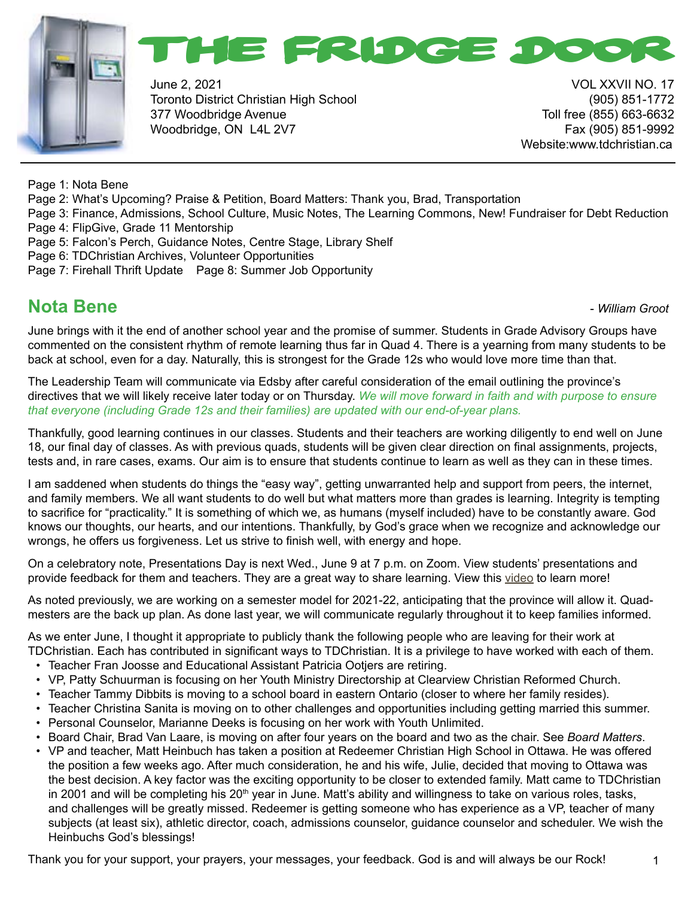# THE FRIDGE DOOR

June 2, 2021
Toronto District Christian High School
377 Woodbridge Avenue
Woodbridge, ON L4L 2V7

VOL XXVII NO. 17
(905) 851-1772
Toll free (855) 663-6632
Fax (905) 851-9992
Website:www.tdchristian.ca

Page 1: Nota Bene
Page 2: What's Upcoming? Praise & Petition, Board Matters: Thank you, Brad, Transportation
Page 3: Finance, Admissions, School Culture, Music Notes, The Learning Commons, New! Fundraiser for Debt Reduction
Page 4: FlipGive, Grade 11 Mentorship
Page 5: Falcon's Perch, Guidance Notes, Centre Stage, Library Shelf
Page 6: TDChristian Archives, Volunteer Opportunities
Page 7: Firehall Thrift Update Page 8: Summer Job Opportunity

## Nota Bene

*- William Groot*

June brings with it the end of another school year and the promise of summer. Students in Grade Advisory Groups have commented on the consistent rhythm of remote learning thus far in Quad 4. There is a yearning from many students to be back at school, even for a day. Naturally, this is strongest for the Grade 12s who would love more time than that.

The Leadership Team will communicate via Edsby after careful consideration of the email outlining the province's directives that we will likely receive later today or on Thursday. *We will move forward in faith and with purpose to ensure that everyone (including Grade 12s and their families) are updated with our end-of-year plans.*

Thankfully, good learning continues in our classes. Students and their teachers are working diligently to end well on June 18, our final day of classes. As with previous quads, students will be given clear direction on final assignments, projects, tests and, in rare cases, exams. Our aim is to ensure that students continue to learn as well as they can in these times.

I am saddened when students do things the "easy way", getting unwarranted help and support from peers, the internet, and family members. We all want students to do well but what matters more than grades is learning. Integrity is tempting to sacrifice for "practicality." It is something of which we, as humans (myself included) have to be constantly aware. God knows our thoughts, our hearts, and our intentions. Thankfully, by God's grace when we recognize and acknowledge our wrongs, he offers us forgiveness. Let us strive to finish well, with energy and hope.

On a celebratory note, Presentations Day is next Wed., June 9 at 7 p.m. on Zoom. View students' presentations and provide feedback for them and teachers. They are a great way to share learning. View this video to learn more!

As noted previously, we are working on a semester model for 2021-22, anticipating that the province will allow it. Quad-mesters are the back up plan. As done last year, we will communicate regularly throughout it to keep families informed.

As we enter June, I thought it appropriate to publicly thank the following people who are leaving for their work at TDChristian. Each has contributed in significant ways to TDChristian. It is a privilege to have worked with each of them.

- Teacher Fran Joosse and Educational Assistant Patricia Ootjers are retiring.
- VP, Patty Schuurman is focusing on her Youth Ministry Directorship at Clearview Christian Reformed Church.
- Teacher Tammy Dibbits is moving to a school board in eastern Ontario (closer to where her family resides).
- Teacher Christina Sanita is moving on to other challenges and opportunities including getting married this summer.
- Personal Counselor, Marianne Deeks is focusing on her work with Youth Unlimited.
- Board Chair, Brad Van Laare, is moving on after four years on the board and two as the chair. See *Board Matters*.
- VP and teacher, Matt Heinbuch has taken a position at Redeemer Christian High School in Ottawa. He was offered the position a few weeks ago. After much consideration, he and his wife, Julie, decided that moving to Ottawa was the best decision. A key factor was the exciting opportunity to be closer to extended family. Matt came to TDChristian in 2001 and will be completing his 20th year in June. Matt's ability and willingness to take on various roles, tasks, and challenges will be greatly missed. Redeemer is getting someone who has experience as a VP, teacher of many subjects (at least six), athletic director, coach, admissions counselor, guidance counselor and scheduler. We wish the Heinbuchs God's blessings!

Thank you for your support, your prayers, your messages, your feedback. God is and will always be our Rock!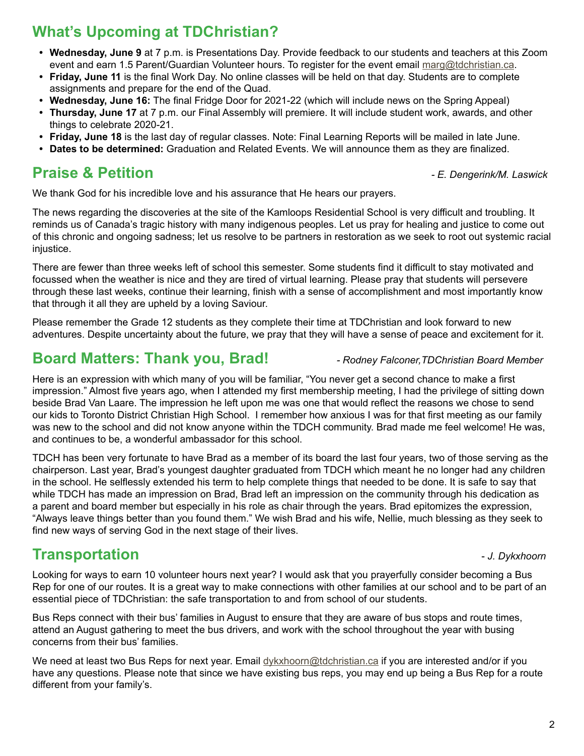## What's Upcoming at TDChristian?

- **Wednesday, June 9** at 7 p.m. is Presentations Day. Provide feedback to our students and teachers at this Zoom event and earn 1.5 Parent/Guardian Volunteer hours. To register for the event email marg@tdchristian.ca.
- **Friday, June 11** is the final Work Day. No online classes will be held on that day. Students are to complete assignments and prepare for the end of the Quad.
- **Wednesday, June 16:** The final Fridge Door for 2021-22 (which will include news on the Spring Appeal)
- **Thursday, June 17** at 7 p.m. our Final Assembly will premiere. It will include student work, awards, and other things to celebrate 2020-21.
- **Friday, June 18** is the last day of regular classes. Note: Final Learning Reports will be mailed in late June.
- **Dates to be determined:** Graduation and Related Events. We will announce them as they are finalized.

## Praise & Petition

*- E. Dengerink/M. Laswick*

We thank God for his incredible love and his assurance that He hears our prayers.

The news regarding the discoveries at the site of the Kamloops Residential School is very difficult and troubling. It reminds us of Canada's tragic history with many indigenous peoples. Let us pray for healing and justice to come out of this chronic and ongoing sadness; let us resolve to be partners in restoration as we seek to root out systemic racial injustice.

There are fewer than three weeks left of school this semester. Some students find it difficult to stay motivated and focussed when the weather is nice and they are tired of virtual learning. Please pray that students will persevere through these last weeks, continue their learning, finish with a sense of accomplishment and most importantly know that through it all they are upheld by a loving Saviour.

Please remember the Grade 12 students as they complete their time at TDChristian and look forward to new adventures. Despite uncertainty about the future, we pray that they will have a sense of peace and excitement for it.

## Board Matters: Thank you, Brad!

*- Rodney Falconer,TDChristian Board Member*

Here is an expression with which many of you will be familiar, "You never get a second chance to make a first impression." Almost five years ago, when I attended my first membership meeting, I had the privilege of sitting down beside Brad Van Laare. The impression he left upon me was one that would reflect the reasons we chose to send our kids to Toronto District Christian High School. I remember how anxious I was for that first meeting as our family was new to the school and did not know anyone within the TDCH community. Brad made me feel welcome! He was, and continues to be, a wonderful ambassador for this school.

TDCH has been very fortunate to have Brad as a member of its board the last four years, two of those serving as the chairperson. Last year, Brad's youngest daughter graduated from TDCH which meant he no longer had any children in the school. He selflessly extended his term to help complete things that needed to be done. It is safe to say that while TDCH has made an impression on Brad, Brad left an impression on the community through his dedication as a parent and board member but especially in his role as chair through the years. Brad epitomizes the expression, "Always leave things better than you found them." We wish Brad and his wife, Nellie, much blessing as they seek to find new ways of serving God in the next stage of their lives.

## Transportation

*- J. Dykxhoorn*

Looking for ways to earn 10 volunteer hours next year? I would ask that you prayerfully consider becoming a Bus Rep for one of our routes. It is a great way to make connections with other families at our school and to be part of an essential piece of TDChristian: the safe transportation to and from school of our students.

Bus Reps connect with their bus' families in August to ensure that they are aware of bus stops and route times, attend an August gathering to meet the bus drivers, and work with the school throughout the year with busing concerns from their bus' families.

We need at least two Bus Reps for next year. Email dykxhoorn@tdchristian.ca if you are interested and/or if you have any questions. Please note that since we have existing bus reps, you may end up being a Bus Rep for a route different from your family's.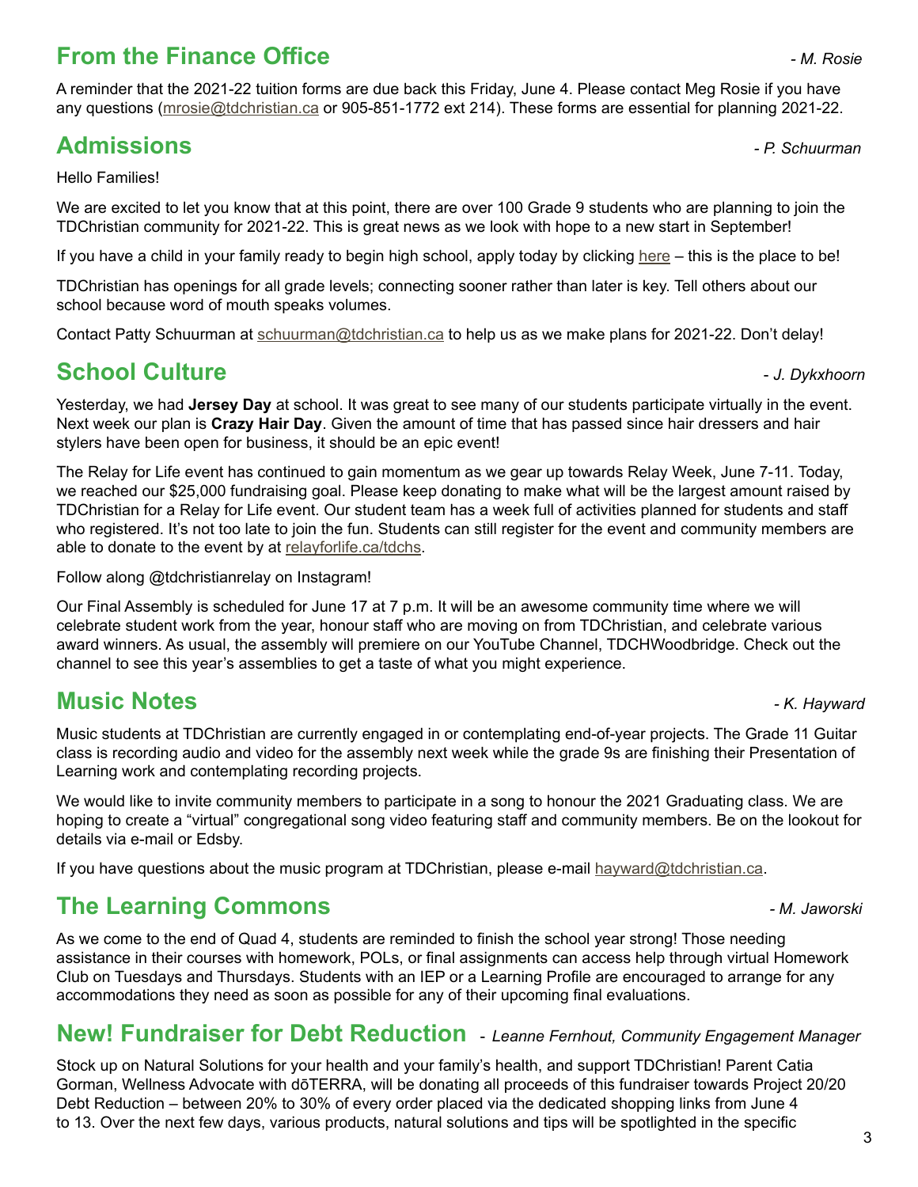## From the Finance Office

*- M. Rosie*

A reminder that the 2021-22 tuition forms are due back this Friday, June 4. Please contact Meg Rosie if you have any questions (mrosie@tdchristian.ca or 905-851-1772 ext 214). These forms are essential for planning 2021-22.

## Admissions

*- P. Schuurman*

Hello Families!

We are excited to let you know that at this point, there are over 100 Grade 9 students who are planning to join the TDChristian community for 2021-22. This is great news as we look with hope to a new start in September!

If you have a child in your family ready to begin high school, apply today by clicking here – this is the place to be!

TDChristian has openings for all grade levels; connecting sooner rather than later is key. Tell others about our school because word of mouth speaks volumes.

Contact Patty Schuurman at schuurman@tdchristian.ca to help us as we make plans for 2021-22. Don't delay!

## School Culture

*- J. Dykxhoorn*

Yesterday, we had **Jersey Day** at school. It was great to see many of our students participate virtually in the event. Next week our plan is **Crazy Hair Day**. Given the amount of time that has passed since hair dressers and hair stylers have been open for business, it should be an epic event!

The Relay for Life event has continued to gain momentum as we gear up towards Relay Week, June 7-11. Today, we reached our $25,000 fundraising goal. Please keep donating to make what will be the largest amount raised by TDChristian for a Relay for Life event. Our student team has a week full of activities planned for students and staff who registered. It's not too late to join the fun. Students can still register for the event and community members are able to donate to the event by at relayforlife.ca/tdchs.

Follow along @tdchristianrelay on Instagram!

Our Final Assembly is scheduled for June 17 at 7 p.m. It will be an awesome community time where we will celebrate student work from the year, honour staff who are moving on from TDChristian, and celebrate various award winners. As usual, the assembly will premiere on our YouTube Channel, TDCHWoodbridge. Check out the channel to see this year's assemblies to get a taste of what you might experience.

## Music Notes

*- K. Hayward*

Music students at TDChristian are currently engaged in or contemplating end-of-year projects. The Grade 11 Guitar class is recording audio and video for the assembly next week while the grade 9s are finishing their Presentation of Learning work and contemplating recording projects.

We would like to invite community members to participate in a song to honour the 2021 Graduating class. We are hoping to create a "virtual" congregational song video featuring staff and community members. Be on the lookout for details via e-mail or Edsby.

If you have questions about the music program at TDChristian, please e-mail hayward@tdchristian.ca.

## The Learning Commons

*- M. Jaworski*

As we come to the end of Quad 4, students are reminded to finish the school year strong! Those needing assistance in their courses with homework, POLs, or final assignments can access help through virtual Homework Club on Tuesdays and Thursdays. Students with an IEP or a Learning Profile are encouraged to arrange for any accommodations they need as soon as possible for any of their upcoming final evaluations.

## New! Fundraiser for Debt Reduction

*- Leanne Fernhout, Community Engagement Manager*

Stock up on Natural Solutions for your health and your family's health, and support TDChristian! Parent Catia Gorman, Wellness Advocate with dōTERRA, will be donating all proceeds of this fundraiser towards Project 20/20 Debt Reduction – between 20% to 30% of every order placed via the dedicated shopping links from June 4 to 13. Over the next few days, various products, natural solutions and tips will be spotlighted in the specific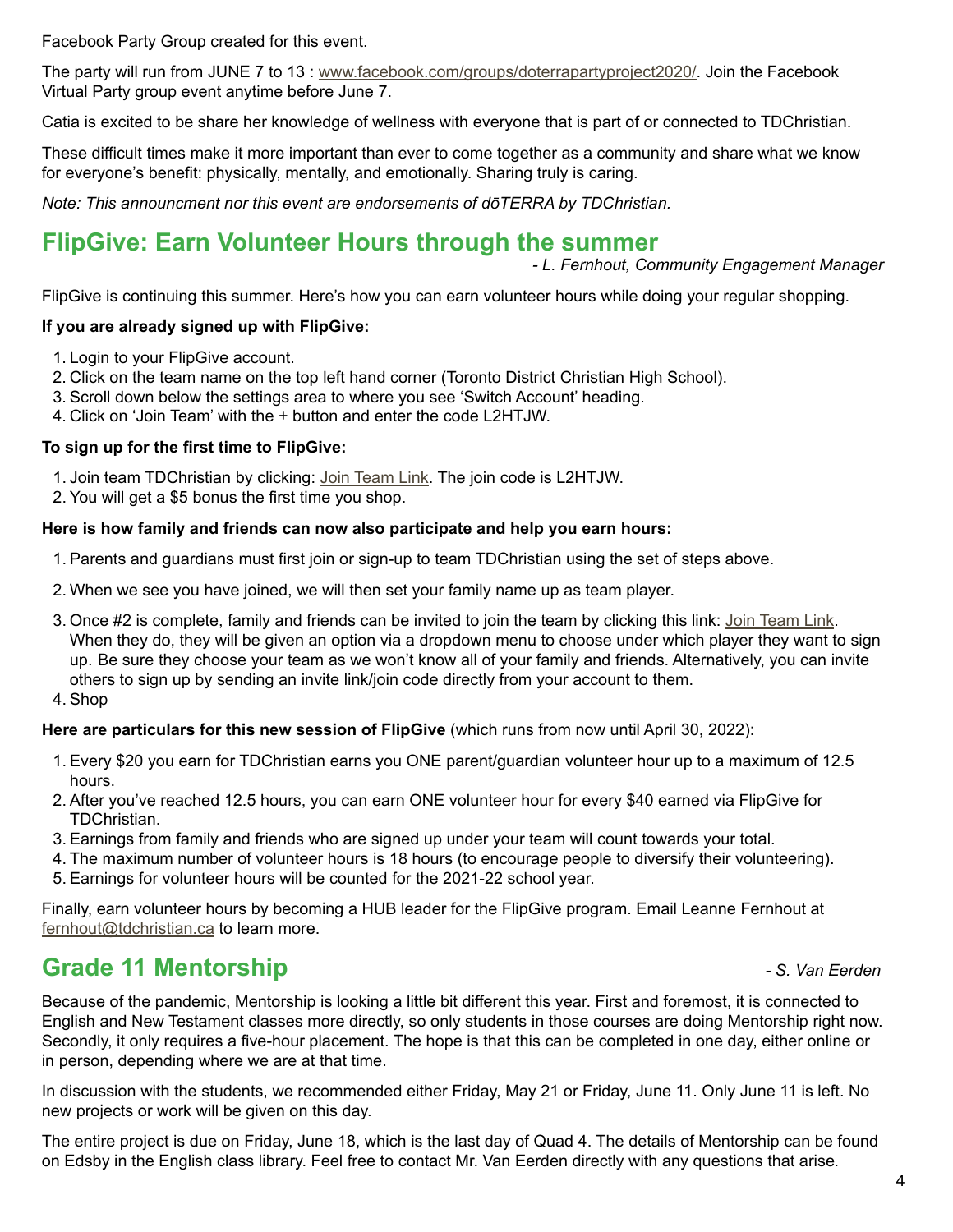Facebook Party Group created for this event.

The party will run from JUNE 7 to 13 : [www.facebook.com/groups/doterrapartyproject2020/](www.facebook.com/groups/doterrapartyproject2020/). Join the Facebook Virtual Party group event anytime before June 7.

Catia is excited to be share her knowledge of wellness with everyone that is part of or connected to TDChristian.

These difficult times make it more important than ever to come together as a community and share what we know for everyone's benefit: physically, mentally, and emotionally. Sharing truly is caring.

*Note: This announcment nor this event are endorsements of dōTERRA by TDChristian.*

## FlipGive: Earn Volunteer Hours through the summer

*- L. Fernhout, Community Engagement Manager*

FlipGive is continuing this summer. Here's how you can earn volunteer hours while doing your regular shopping.

**If you are already signed up with FlipGive:**

1. Login to your FlipGive account.
2. Click on the team name on the top left hand corner (Toronto District Christian High School).
3. Scroll down below the settings area to where you see 'Switch Account' heading.
4. Click on 'Join Team' with the + button and enter the code L2HTJW.

**To sign up for the first time to FlipGive:**

1. Join team TDChristian by clicking: Join Team Link. The join code is L2HTJW.
2. You will get a $5 bonus the first time you shop.

**Here is how family and friends can now also participate and help you earn hours:**

1. Parents and guardians must first join or sign-up to team TDChristian using the set of steps above.
2. When we see you have joined, we will then set your family name up as team player.
3. Once #2 is complete, family and friends can be invited to join the team by clicking this link: Join Team Link. When they do, they will be given an option via a dropdown menu to choose under which player they want to sign up. Be sure they choose your team as we won't know all of your family and friends. Alternatively, you can invite others to sign up by sending an invite link/join code directly from your account to them.
4. Shop

**Here are particulars for this new session of FlipGive** (which runs from now until April 30, 2022):

1. Every $20 you earn for TDChristian earns you ONE parent/guardian volunteer hour up to a maximum of 12.5 hours.
2. After you've reached 12.5 hours, you can earn ONE volunteer hour for every $40 earned via FlipGive for TDChristian.
3. Earnings from family and friends who are signed up under your team will count towards your total.
4. The maximum number of volunteer hours is 18 hours (to encourage people to diversify their volunteering).
5. Earnings for volunteer hours will be counted for the 2021-22 school year.

Finally, earn volunteer hours by becoming a HUB leader for the FlipGive program. Email Leanne Fernhout at fernhout@tdchristian.ca to learn more.

## Grade 11 Mentorship

*- S. Van Eerden*

Because of the pandemic, Mentorship is looking a little bit different this year. First and foremost, it is connected to English and New Testament classes more directly, so only students in those courses are doing Mentorship right now. Secondly, it only requires a five-hour placement. The hope is that this can be completed in one day, either online or in person, depending where we are at that time.

In discussion with the students, we recommended either Friday, May 21 or Friday, June 11. Only June 11 is left. No new projects or work will be given on this day.

The entire project is due on Friday, June 18, which is the last day of Quad 4. The details of Mentorship can be found on Edsby in the English class library. Feel free to contact Mr. Van Eerden directly with any questions that arise.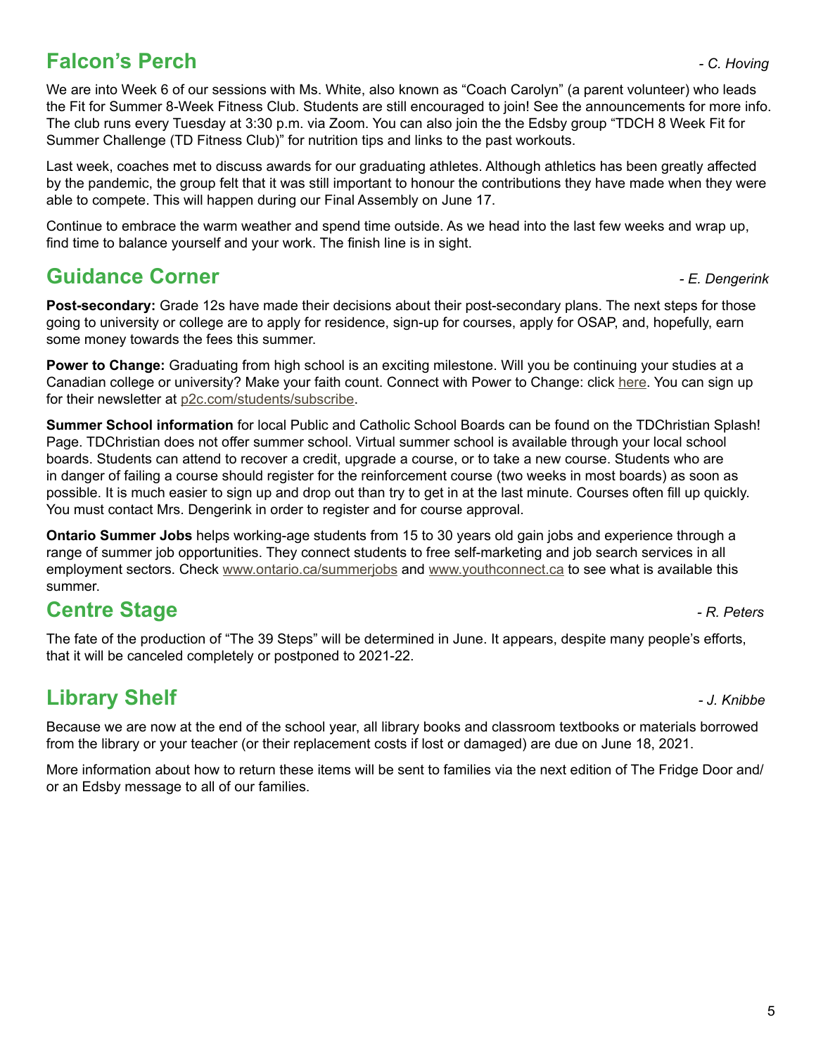## Falcon's Perch

*- C. Hoving*

We are into Week 6 of our sessions with Ms. White, also known as "Coach Carolyn" (a parent volunteer) who leads the Fit for Summer 8-Week Fitness Club. Students are still encouraged to join! See the announcements for more info. The club runs every Tuesday at 3:30 p.m. via Zoom. You can also join the the Edsby group "TDCH 8 Week Fit for Summer Challenge (TD Fitness Club)" for nutrition tips and links to the past workouts.

Last week, coaches met to discuss awards for our graduating athletes. Although athletics has been greatly affected by the pandemic, the group felt that it was still important to honour the contributions they have made when they were able to compete. This will happen during our Final Assembly on June 17.

Continue to embrace the warm weather and spend time outside. As we head into the last few weeks and wrap up, find time to balance yourself and your work. The finish line is in sight.

## Guidance Corner

*- E. Dengerink*

**Post-secondary:** Grade 12s have made their decisions about their post-secondary plans. The next steps for those going to university or college are to apply for residence, sign-up for courses, apply for OSAP, and, hopefully, earn some money towards the fees this summer.

**Power to Change:** Graduating from high school is an exciting milestone. Will you be continuing your studies at a Canadian college or university? Make your faith count. Connect with Power to Change: click here. You can sign up for their newsletter at p2c.com/students/subscribe.

**Summer School information** for local Public and Catholic School Boards can be found on the TDChristian Splash! Page. TDChristian does not offer summer school. Virtual summer school is available through your local school boards. Students can attend to recover a credit, upgrade a course, or to take a new course. Students who are in danger of failing a course should register for the reinforcement course (two weeks in most boards) as soon as possible. It is much easier to sign up and drop out than try to get in at the last minute. Courses often fill up quickly. You must contact Mrs. Dengerink in order to register and for course approval.

**Ontario Summer Jobs** helps working-age students from 15 to 30 years old gain jobs and experience through a range of summer job opportunities. They connect students to free self-marketing and job search services in all employment sectors. Check www.ontario.ca/summerjobs and www.youthconnect.ca to see what is available this summer.

## Centre Stage

*- R. Peters*

The fate of the production of "The 39 Steps" will be determined in June. It appears, despite many people's efforts, that it will be canceled completely or postponed to 2021-22.

## Library Shelf

*- J. Knibbe*

Because we are now at the end of the school year, all library books and classroom textbooks or materials borrowed from the library or your teacher (or their replacement costs if lost or damaged) are due on June 18, 2021.

More information about how to return these items will be sent to families via the next edition of The Fridge Door and/ or an Edsby message to all of our families.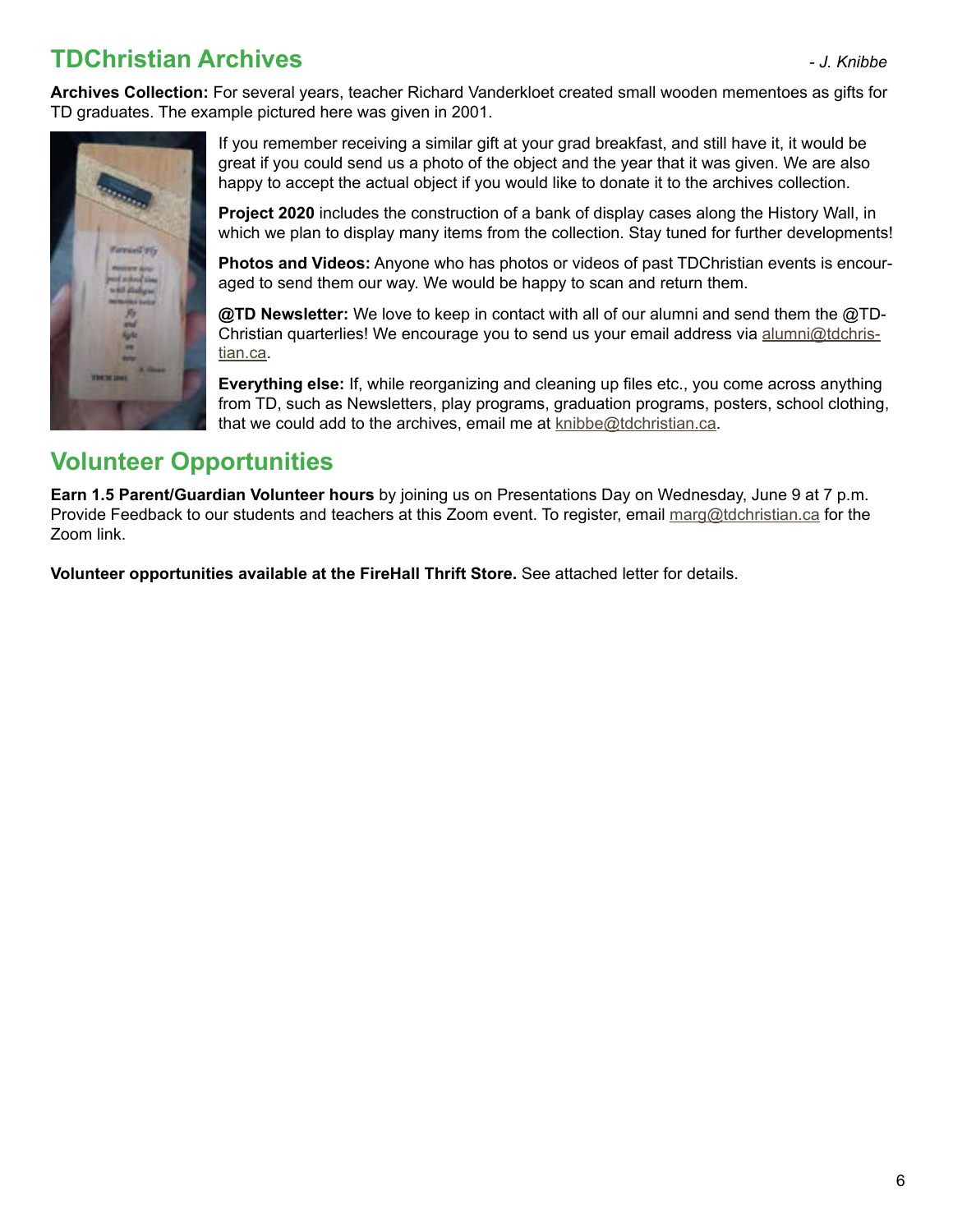## TDChristian Archives

*- J. Knibbe*

**Archives Collection:** For several years, teacher Richard Vanderkloet created small wooden mementoes as gifts for TD graduates. The example pictured here was given in 2001.

If you remember receiving a similar gift at your grad breakfast, and still have it, it would be great if you could send us a photo of the object and the year that it was given. We are also happy to accept the actual object if you would like to donate it to the archives collection.

**Project 2020** includes the construction of a bank of display cases along the History Wall, in which we plan to display many items from the collection. Stay tuned for further developments!

**Photos and Videos:** Anyone who has photos or videos of past TDChristian events is encouraged to send them our way. We would be happy to scan and return them.

**@TD Newsletter:** We love to keep in contact with all of our alumni and send them the @TDChristian quarterlies! We encourage you to send us your email address via alumni@tdchristian.ca.

**Everything else:** If, while reorganizing and cleaning up files etc., you come across anything from TD, such as Newsletters, play programs, graduation programs, posters, school clothing, that we could add to the archives, email me at knibbe@tdchristian.ca.

## Volunteer Opportunities

**Earn 1.5 Parent/Guardian Volunteer hours** by joining us on Presentations Day on Wednesday, June 9 at 7 p.m. Provide Feedback to our students and teachers at this Zoom event. To register, email marg@tdchristian.ca for the Zoom link.

**Volunteer opportunities available at the FireHall Thrift Store.** See attached letter for details.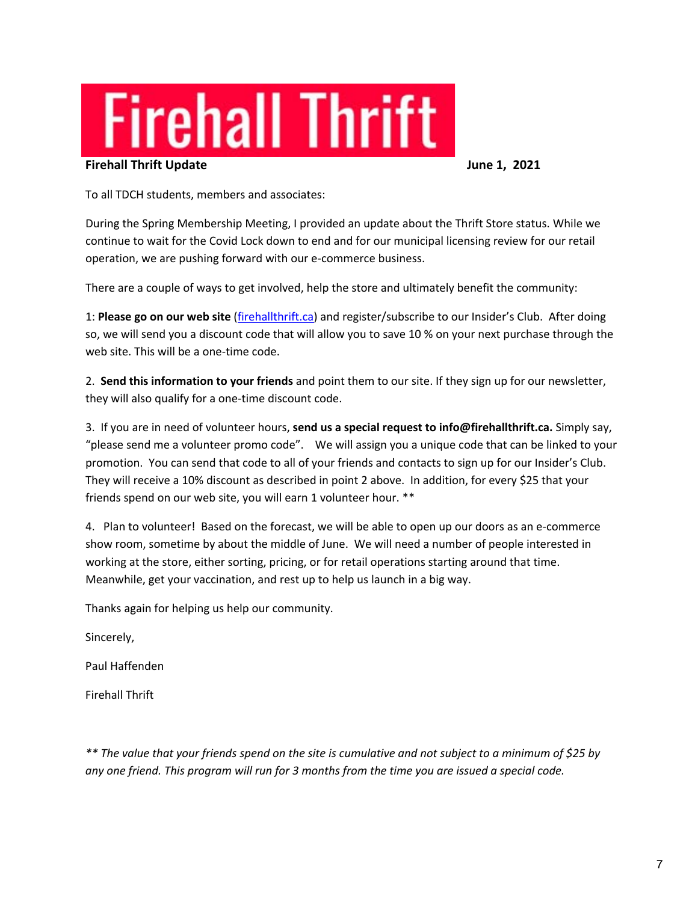# Firehall Thrift

**Firehall Thrift Update** **June 1, 2021**

To all TDCH students, members and associates:

During the Spring Membership Meeting, I provided an update about the Thrift Store status. While we continue to wait for the Covid Lock down to end and for our municipal licensing review for our retail operation, we are pushing forward with our e-commerce business.

There are a couple of ways to get involved, help the store and ultimately benefit the community:

1: **Please go on our web site** ([firehallthrift.ca](firehallthrift.ca)) and register/subscribe to our Insider's Club. After doing so, we will send you a discount code that will allow you to save 10 % on your next purchase through the web site. This will be a one-time code.

2. **Send this information to your friends** and point them to our site. If they sign up for our newsletter, they will also qualify for a one-time discount code.

3. If you are in need of volunteer hours, **send us a special request to info@firehallthrift.ca.** Simply say, "please send me a volunteer promo code". We will assign you a unique code that can be linked to your promotion. You can send that code to all of your friends and contacts to sign up for our Insider's Club. They will receive a 10% discount as described in point 2 above. In addition, for every $25 that your friends spend on our web site, you will earn 1 volunteer hour. **

4. Plan to volunteer! Based on the forecast, we will be able to open up our doors as an e-commerce show room, sometime by about the middle of June. We will need a number of people interested in working at the store, either sorting, pricing, or for retail operations starting around that time. Meanwhile, get your vaccination, and rest up to help us launch in a big way.

Thanks again for helping us help our community.

Sincerely,

Paul Haffenden

Firehall Thrift

*** The value that your friends spend on the site is cumulative and not subject to a minimum of $25 by any one friend. This program will run for 3 months from the time you are issued a special code.*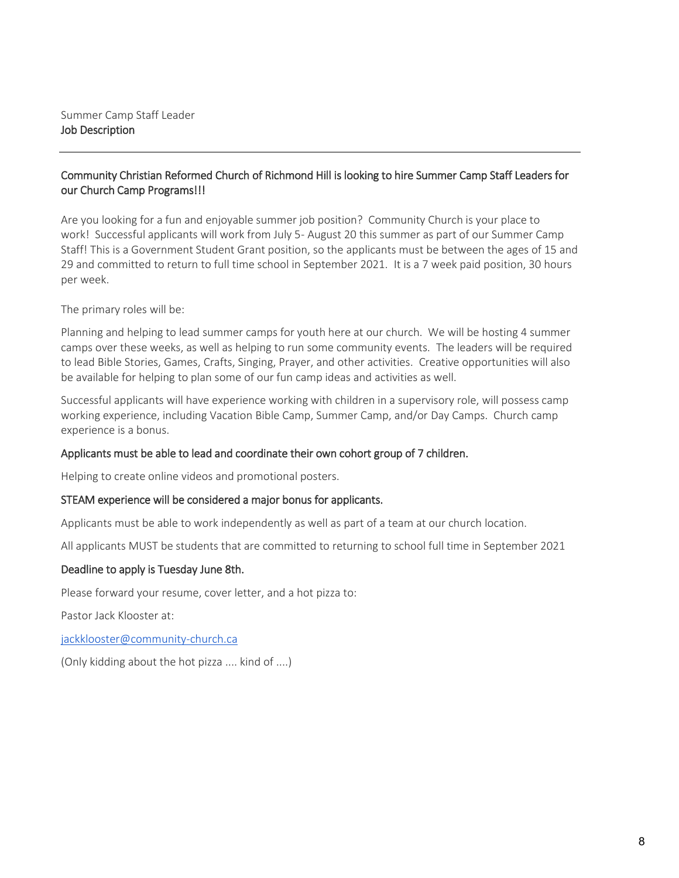Summer Camp Staff Leader
**Job Description**

---

**Community Christian Reformed Church of Richmond Hill is looking to hire Summer Camp Staff Leaders for our Church Camp Programs!!!**

Are you looking for a fun and enjoyable summer job position? Community Church is your place to work! Successful applicants will work from July 5- August 20 this summer as part of our Summer Camp Staff! This is a Government Student Grant position, so the applicants must be between the ages of 15 and 29 and committed to return to full time school in September 2021. It is a 7 week paid position, 30 hours per week.

The primary roles will be:

Planning and helping to lead summer camps for youth here at our church. We will be hosting 4 summer camps over these weeks, as well as helping to run some community events. The leaders will be required to lead Bible Stories, Games, Crafts, Singing, Prayer, and other activities. Creative opportunities will also be available for helping to plan some of our fun camp ideas and activities as well.

Successful applicants will have experience working with children in a supervisory role, will possess camp working experience, including Vacation Bible Camp, Summer Camp, and/or Day Camps. Church camp experience is a bonus.

**Applicants must be able to lead and coordinate their own cohort group of 7 children.**

Helping to create online videos and promotional posters.

**STEAM experience will be considered a major bonus for applicants.**

Applicants must be able to work independently as well as part of a team at our church location.

All applicants MUST be students that are committed to returning to school full time in September 2021

**Deadline to apply is Tuesday June 8th.**

Please forward your resume, cover letter, and a hot pizza to:

Pastor Jack Klooster at:

jackklooster@community-church.ca

(Only kidding about the hot pizza .... kind of ....)